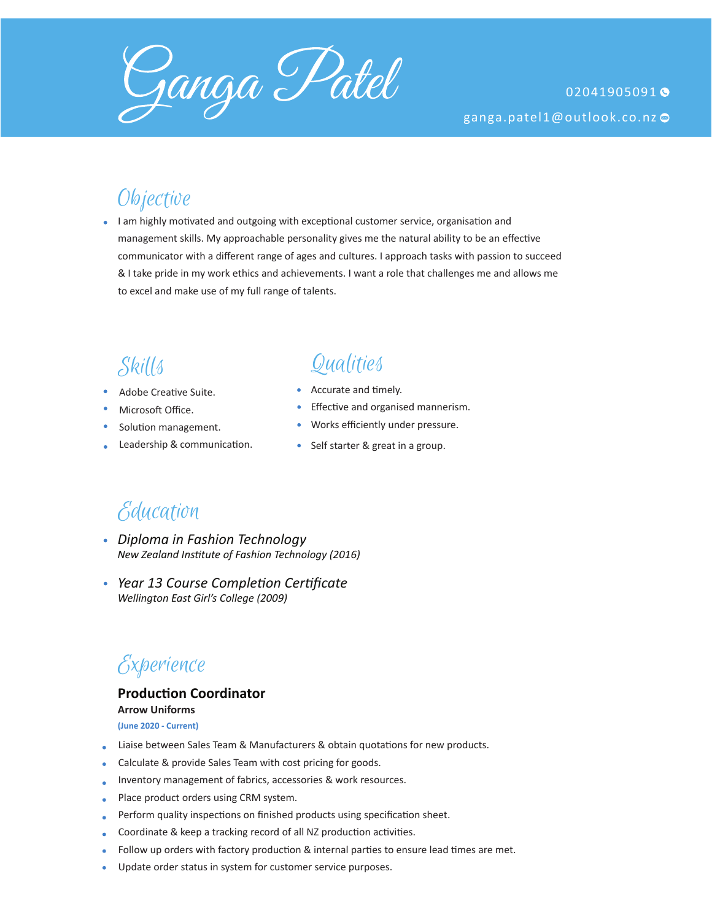# Ganga Patel

02041905091

ganga.patel1@outlook.co.nz

## Objective

- I am highly motivated and outgoing with exceptional customer service, organisation and management skills. My approachable personality gives me the natural ability to be an effective communicator with a different range of ages and cultures. I approach tasks with passion to succeed & I take pride in my work ethics and achievements. I want a role that challenges me and allows me to excel and make use of my full range of talents.

## Skills

- Adobe Creative Suite.
- Microsoft Office.
- Solution management.
- Leadership & communication.

## Qualities

- Accurate and timely.
- Effective and organised mannerism.
- Works efficiently under pressure.
- Self starter & great in a group.

## Education

- *Diploma in Fashion Technology*
  *New Zealand Institute of Fashion Technology (2016)*
- *Year 13 Course Completion Certificate*
  *Wellington East Girl's College (2009)*

## Experience

### Production Coordinator

**Arrow Uniforms**

**(June 2020 - Current)**

- Liaise between Sales Team & Manufacturers & obtain quotations for new products.
- Calculate & provide Sales Team with cost pricing for goods.
- Inventory management of fabrics, accessories & work resources.
- Place product orders using CRM system.
- Perform quality inspections on finished products using specification sheet.
- Coordinate & keep a tracking record of all NZ production activities.
- Follow up orders with factory production & internal parties to ensure lead times are met.
- Update order status in system for customer service purposes.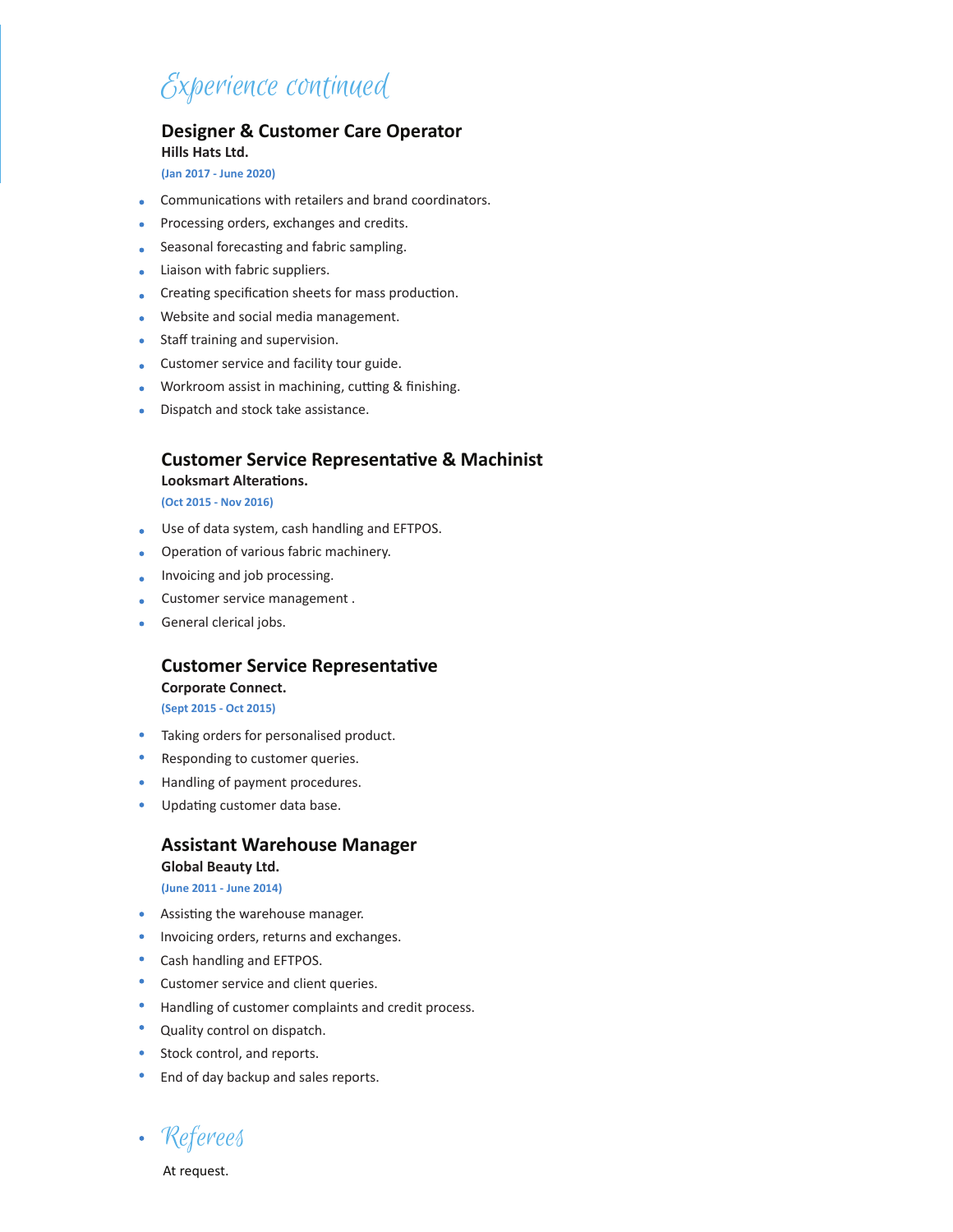## Experience continued

### Designer & Customer Care Operator

**Hills Hats Ltd.**

**(Jan 2017 - June 2020)**

- Communications with retailers and brand coordinators.
- Processing orders, exchanges and credits.
- Seasonal forecasting and fabric sampling.
- Liaison with fabric suppliers.
- Creating specification sheets for mass production.
- Website and social media management.
- Staff training and supervision.
- Customer service and facility tour guide.
- Workroom assist in machining, cutting & finishing.
- Dispatch and stock take assistance.

### Customer Service Representative & Machinist

**Looksmart Alterations.**

**(Oct 2015 - Nov 2016)**

- Use of data system, cash handling and EFTPOS.
- Operation of various fabric machinery.
- Invoicing and job processing.
- Customer service management .
- General clerical jobs.

### Customer Service Representative

**Corporate Connect.**

**(Sept 2015 - Oct 2015)**

- Taking orders for personalised product.
- Responding to customer queries.
- Handling of payment procedures.
- Updating customer data base.

### Assistant Warehouse Manager

**Global Beauty Ltd.**

**(June 2011 - June 2014)**

- Assisting the warehouse manager.
- Invoicing orders, returns and exchanges.
- Cash handling and EFTPOS.
- Customer service and client queries.
- Handling of customer complaints and credit process.
- Quality control on dispatch.
- Stock control, and reports.
- End of day backup and sales reports.

## Referees

At request.